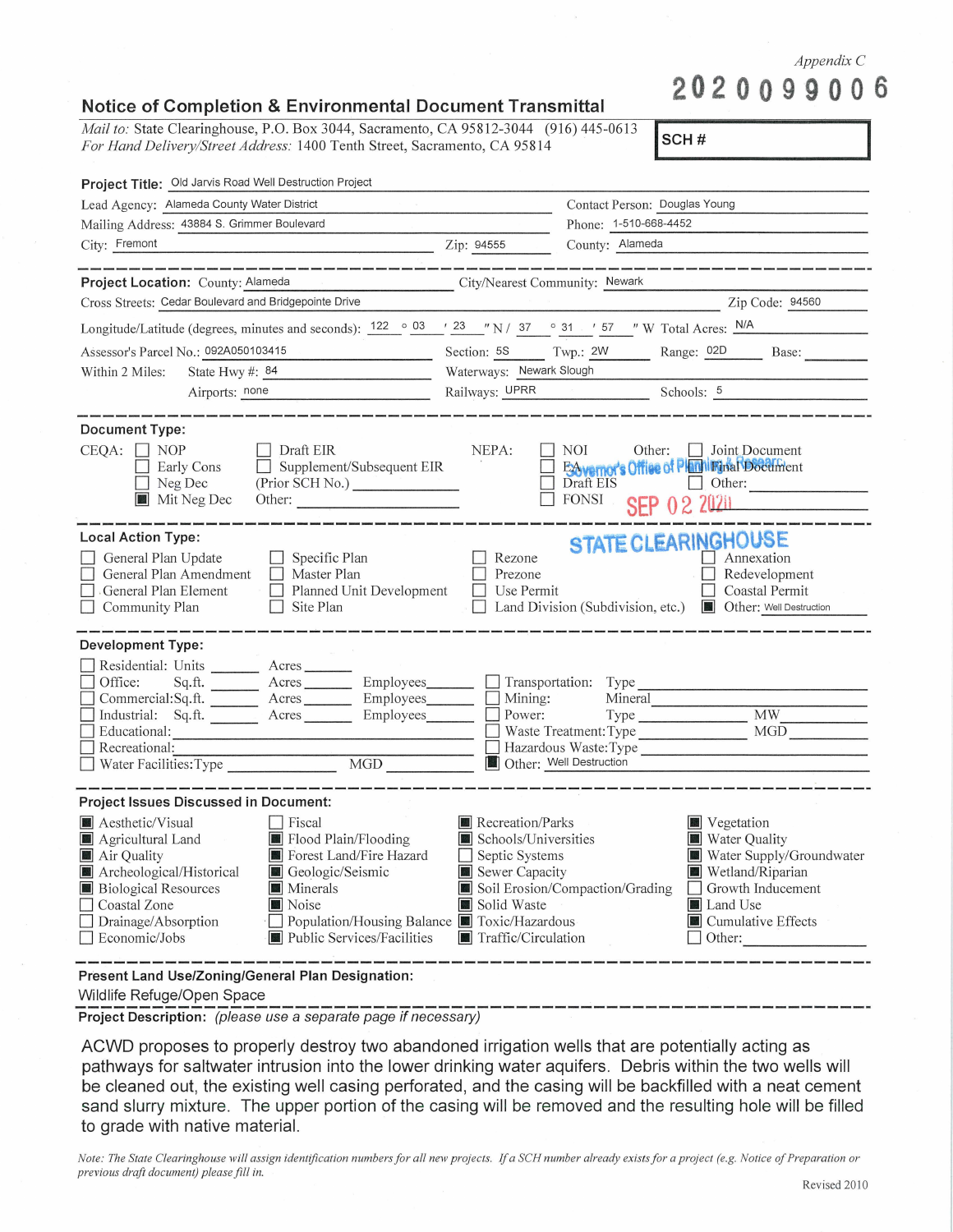*Appendix C*

2020099006

## Notice of Completion & Environmental Document Transmittal

*Mail to:* State Clearinghouse, P.O. Box 3044, Sacramento, CA 95812-3044 (916) 445-0613
*For Hand Delivery/Street Address:* 1400 Tenth Street, Sacramento, CA 95814

**SCH #**

**Project Title:** Old Jarvis Road Well Destruction Project

Lead Agency: Alameda County Water District — Contact Person: Douglas Young
Mailing Address: 43884 S. Grimmer Boulevard — Phone: 1-510-668-4452
City: Fremont — Zip: 94555 — County: Alameda

---

**Project Location:** County: Alameda — City/Nearest Community: Newark
Cross Streets: Cedar Boulevard and Bridgepointe Drive — Zip Code: 94560
Longitude/Latitude (degrees, minutes and seconds): 122 ° 03 ′ 23 ″ N / 37 ° 31 ′ 57 ″ W Total Acres: N/A
Assessor's Parcel No.: 092A050103415 — Section: 5S — Twp.: 2W — Range: 02D — Base:
Within 2 Miles: State Hwy #: 84 — Waterways: Newark Slough
Airports: none — Railways: UPRR — Schools: 5

---

**Document Type:**

CEQA: ☐ NOP ☐ Early Cons ☐ Neg Dec ☒ Mit Neg Dec ☐ Draft EIR ☐ Supplement/Subsequent EIR (Prior SCH No.) Other:

NEPA: ☐ NOI ☐ EA ☐ Draft EIS ☐ FONSI

Other: ☐ Joint Document ☐ Final Document ☐ Other:

Governor's Office of Planning & Research
SEP 02 2020
STATE CLEARINGHOUSE

---

**Local Action Type:**

☐ General Plan Update ☐ General Plan Amendment ☐ General Plan Element ☐ Community Plan ☐ Specific Plan ☐ Master Plan ☐ Planned Unit Development ☐ Site Plan ☐ Rezone ☐ Prezone ☐ Use Permit ☐ Land Division (Subdivision, etc.) ☐ Annexation ☐ Redevelopment ☐ Coastal Permit ☒ Other: Well Destruction

---

**Development Type:**

☐ Residential: Units ___ Acres ___
☐ Office: Sq.ft. ___ Acres ___ Employees ___
☐ Commercial: Sq.ft. ___ Acres ___ Employees ___
☐ Industrial: Sq.ft. ___ Acres ___ Employees ___
☐ Educational:
☐ Recreational:
☐ Water Facilities: Type ___ MGD ___
☐ Transportation: Type
☐ Mining: Mineral
☐ Power: Type ___ MW
☐ Waste Treatment: Type ___ MGD
☐ Hazardous Waste: Type
☒ Other: Well Destruction

---

**Project Issues Discussed in Document:**

☒ Aesthetic/Visual ☒ Agricultural Land ☒ Air Quality ☒ Archeological/Historical ☒ Biological Resources ☐ Coastal Zone ☐ Drainage/Absorption ☐ Economic/Jobs ☐ Fiscal ☒ Flood Plain/Flooding ☒ Forest Land/Fire Hazard ☒ Geologic/Seismic ☒ Minerals ☒ Noise ☐ Population/Housing Balance ☒ Public Services/Facilities ☒ Recreation/Parks ☒ Schools/Universities ☐ Septic Systems ☒ Sewer Capacity ☒ Soil Erosion/Compaction/Grading ☒ Solid Waste ☒ Toxic/Hazardous ☒ Traffic/Circulation ☒ Vegetation ☒ Water Quality ☒ Water Supply/Groundwater ☒ Wetland/Riparian ☐ Growth Inducement ☒ Land Use ☒ Cumulative Effects ☐ Other:

---

**Present Land Use/Zoning/General Plan Designation:**
Wildlife Refuge/Open Space

**Project Description:** *(please use a separate page if necessary)*

ACWD proposes to properly destroy two abandoned irrigation wells that are potentially acting as pathways for saltwater intrusion into the lower drinking water aquifers. Debris within the two wells will be cleaned out, the existing well casing perforated, and the casing will be backfilled with a neat cement sand slurry mixture. The upper portion of the casing will be removed and the resulting hole will be filled to grade with native material.

*Note: The State Clearinghouse will assign identification numbers for all new projects. If a SCH number already exists for a project (e.g. Notice of Preparation or previous draft document) please fill in.*

Revised 2010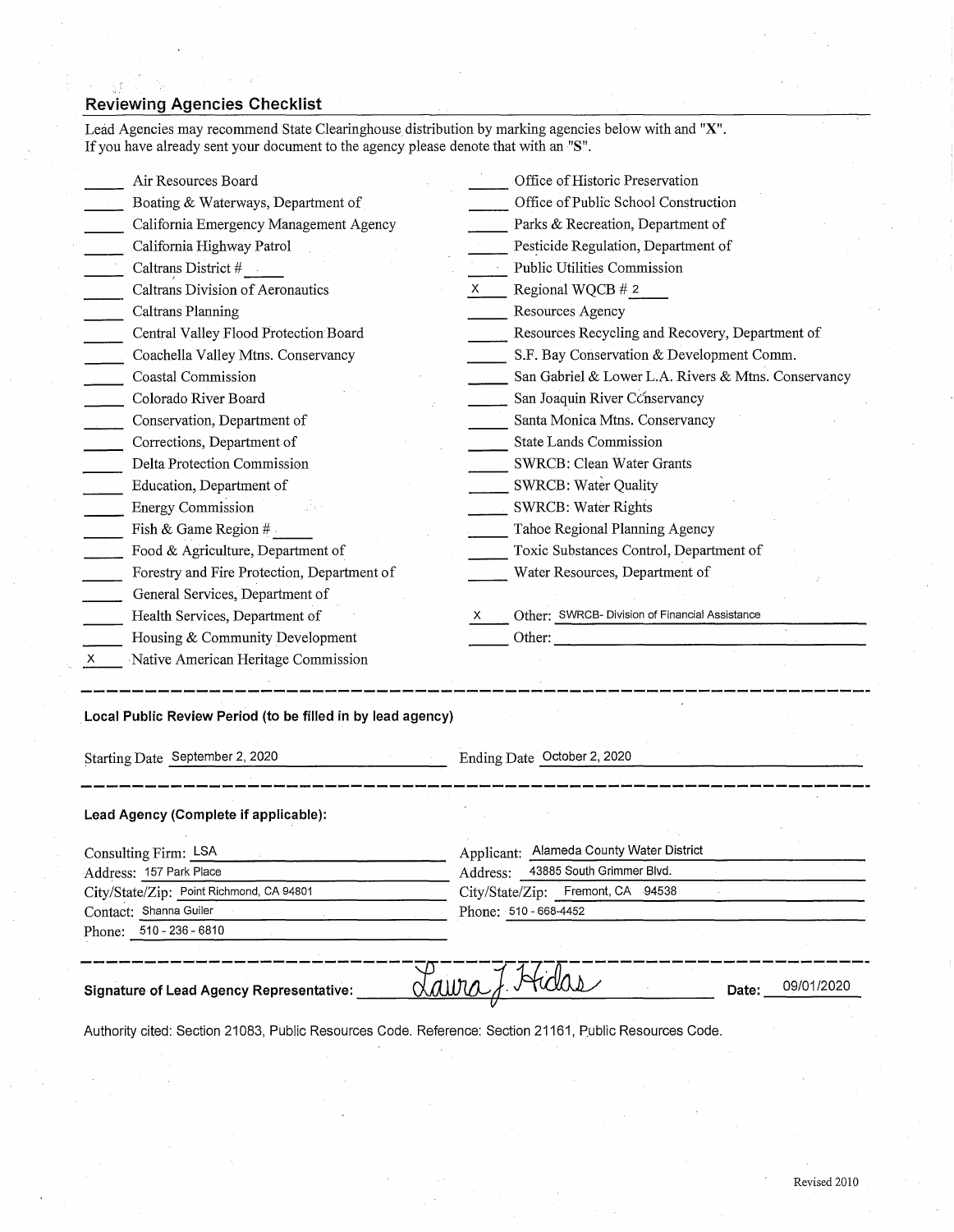## Reviewing Agencies Checklist

Lead Agencies may recommend State Clearinghouse distribution by marking agencies below with and "X".
If you have already sent your document to the agency please denote that with an "S".

| | | | |
|---|---|---|---|
| ____ | Air Resources Board | ____ | Office of Historic Preservation |
| ____ | Boating & Waterways, Department of | ____ | Office of Public School Construction |
| ____ | California Emergency Management Agency | ____ | Parks & Recreation, Department of |
| ____ | California Highway Patrol | ____ | Pesticide Regulation, Department of |
| ____ | Caltrans District # ____ | ____ | Public Utilities Commission |
| ____ | Caltrans Division of Aeronautics | X | Regional WQCB # 2 |
| ____ | Caltrans Planning | ____ | Resources Agency |
| ____ | Central Valley Flood Protection Board | ____ | Resources Recycling and Recovery, Department of |
| ____ | Coachella Valley Mtns. Conservancy | ____ | S.F. Bay Conservation & Development Comm. |
| ____ | Coastal Commission | ____ | San Gabriel & Lower L.A. Rivers & Mtns. Conservancy |
| ____ | Colorado River Board | ____ | San Joaquin River Conservancy |
| ____ | Conservation, Department of | ____ | Santa Monica Mtns. Conservancy |
| ____ | Corrections, Department of | ____ | State Lands Commission |
| ____ | Delta Protection Commission | ____ | SWRCB: Clean Water Grants |
| ____ | Education, Department of | ____ | SWRCB: Water Quality |
| ____ | Energy Commission | ____ | SWRCB: Water Rights |
| ____ | Fish & Game Region # ____ | ____ | Tahoe Regional Planning Agency |
| ____ | Food & Agriculture, Department of | ____ | Toxic Substances Control, Department of |
| ____ | Forestry and Fire Protection, Department of | ____ | Water Resources, Department of |
| ____ | General Services, Department of | | |
| ____ | Health Services, Department of | X | Other: SWRCB- Division of Financial Assistance |
| ____ | Housing & Community Development | ____ | Other: ____ |
| X | Native American Heritage Commission | | |

---

**Local Public Review Period (to be filled in by lead agency)**

Starting Date September 2, 2020 Ending Date October 2, 2020

---

**Lead Agency (Complete if applicable):**

| | |
|---|---|
| Consulting Firm: LSA | Applicant: Alameda County Water District |
| Address: 157 Park Place | Address: 43885 South Grimmer Blvd. |
| City/State/Zip: Point Richmond, CA 94801 | City/State/Zip: Fremont, CA 94538 |
| Contact: Shanna Guiler | Phone: 510 - 668-4452 |
| Phone: 510 - 236 - 6810 | |

---

**Signature of Lead Agency Representative:** Laura J. Hidas **Date:** 09/01/2020

Authority cited: Section 21083, Public Resources Code. Reference: Section 21161, Public Resources Code.

Revised 2010